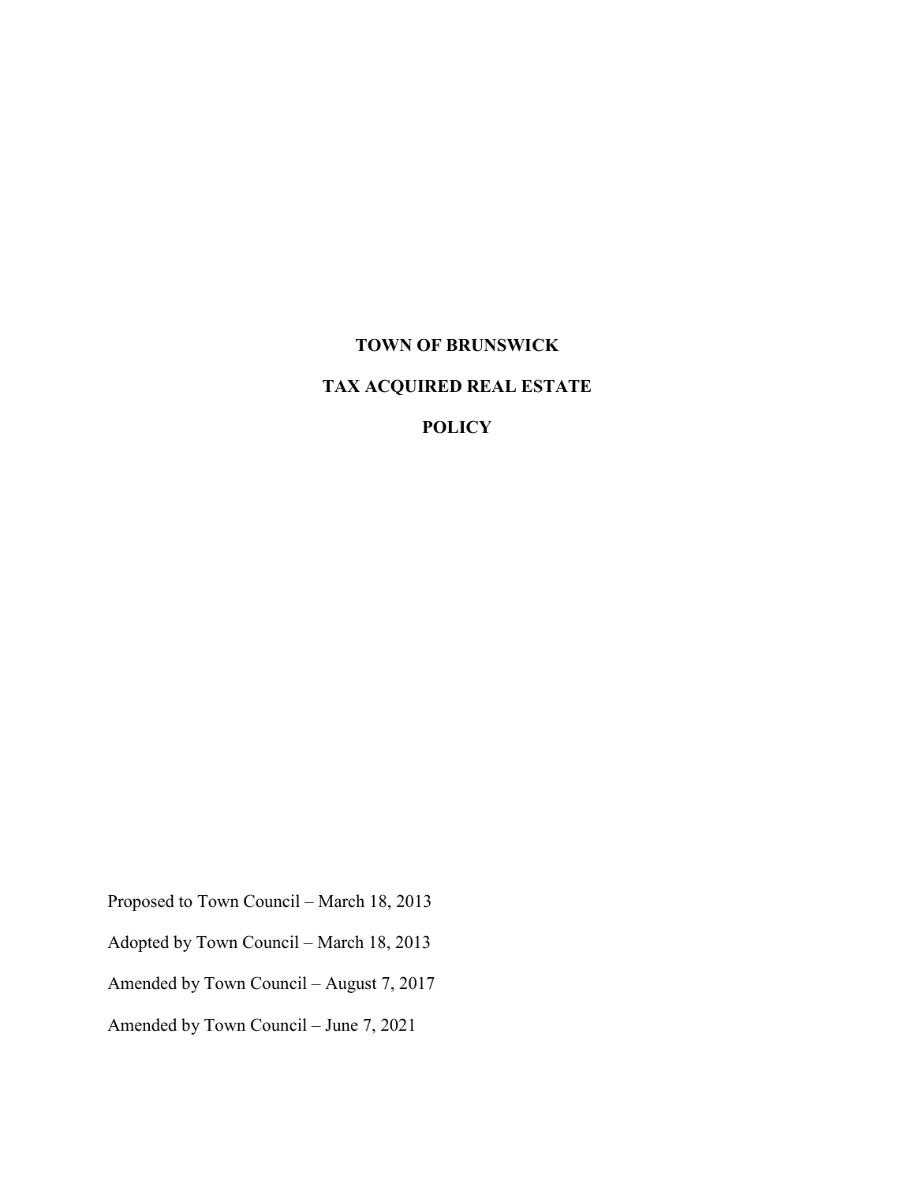# TOWN OF BRUNSWICK

# TAX ACQUIRED REAL ESTATE

# POLICY

Proposed to Town Council – March 18, 2013

Adopted by Town Council – March 18, 2013

Amended by Town Council – August 7, 2017

Amended by Town Council – June 7, 2021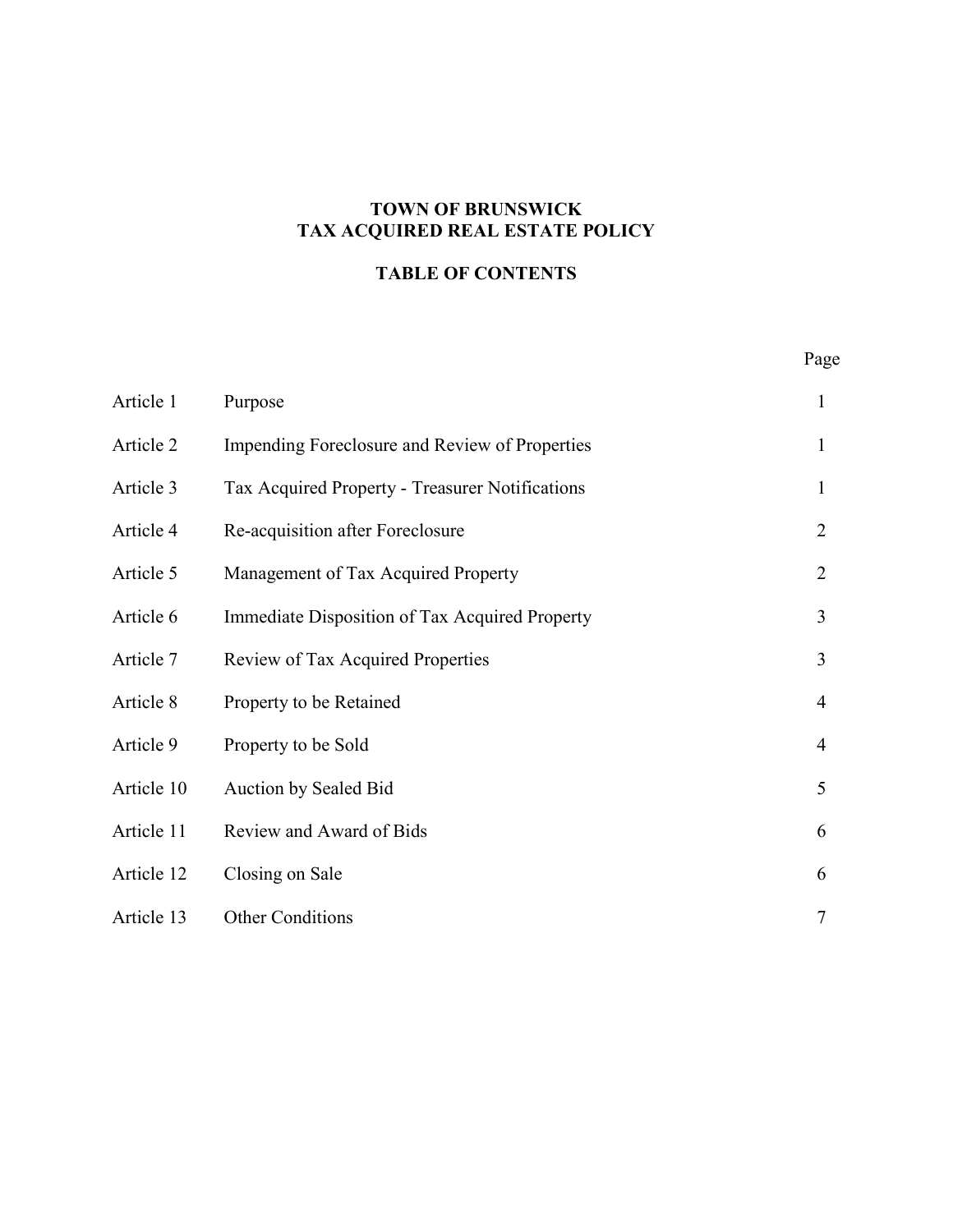# TOWN OF BRUNSWICK
# TAX ACQUIRED REAL ESTATE POLICY

## TABLE OF CONTENTS

| | | Page |
|---|---|---|
| Article 1 | Purpose | 1 |
| Article 2 | Impending Foreclosure and Review of Properties | 1 |
| Article 3 | Tax Acquired Property - Treasurer Notifications | 1 |
| Article 4 | Re-acquisition after Foreclosure | 2 |
| Article 5 | Management of Tax Acquired Property | 2 |
| Article 6 | Immediate Disposition of Tax Acquired Property | 3 |
| Article 7 | Review of Tax Acquired Properties | 3 |
| Article 8 | Property to be Retained | 4 |
| Article 9 | Property to be Sold | 4 |
| Article 10 | Auction by Sealed Bid | 5 |
| Article 11 | Review and Award of Bids | 6 |
| Article 12 | Closing on Sale | 6 |
| Article 13 | Other Conditions | 7 |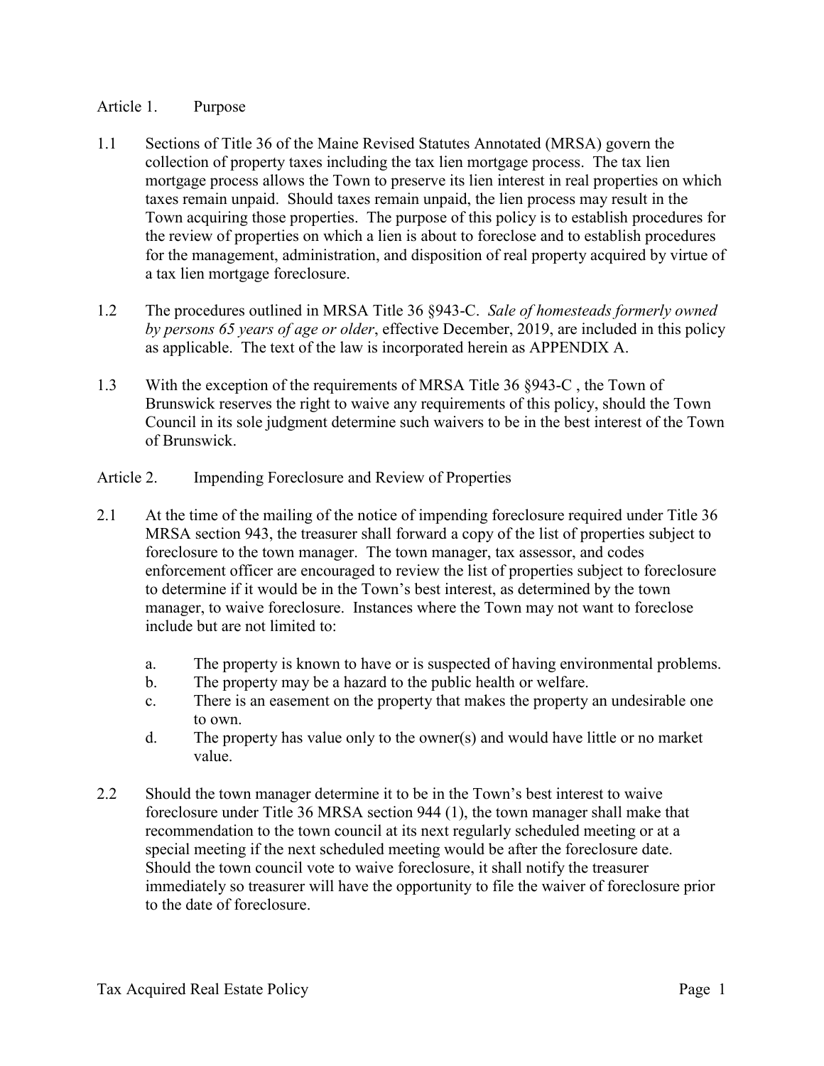## Article 1. Purpose

1.1 Sections of Title 36 of the Maine Revised Statutes Annotated (MRSA) govern the collection of property taxes including the tax lien mortgage process. The tax lien mortgage process allows the Town to preserve its lien interest in real properties on which taxes remain unpaid. Should taxes remain unpaid, the lien process may result in the Town acquiring those properties. The purpose of this policy is to establish procedures for the review of properties on which a lien is about to foreclose and to establish procedures for the management, administration, and disposition of real property acquired by virtue of a tax lien mortgage foreclosure.

1.2 The procedures outlined in MRSA Title 36 §943-C. *Sale of homesteads formerly owned by persons 65 years of age or older*, effective December, 2019, are included in this policy as applicable. The text of the law is incorporated herein as APPENDIX A.

1.3 With the exception of the requirements of MRSA Title 36 §943-C , the Town of Brunswick reserves the right to waive any requirements of this policy, should the Town Council in its sole judgment determine such waivers to be in the best interest of the Town of Brunswick.

## Article 2. Impending Foreclosure and Review of Properties

2.1 At the time of the mailing of the notice of impending foreclosure required under Title 36 MRSA section 943, the treasurer shall forward a copy of the list of properties subject to foreclosure to the town manager. The town manager, tax assessor, and codes enforcement officer are encouraged to review the list of properties subject to foreclosure to determine if it would be in the Town's best interest, as determined by the town manager, to waive foreclosure. Instances where the Town may not want to foreclose include but are not limited to:

a. The property is known to have or is suspected of having environmental problems.
b. The property may be a hazard to the public health or welfare.
c. There is an easement on the property that makes the property an undesirable one to own.
d. The property has value only to the owner(s) and would have little or no market value.

2.2 Should the town manager determine it to be in the Town's best interest to waive foreclosure under Title 36 MRSA section 944 (1), the town manager shall make that recommendation to the town council at its next regularly scheduled meeting or at a special meeting if the next scheduled meeting would be after the foreclosure date. Should the town council vote to waive foreclosure, it shall notify the treasurer immediately so treasurer will have the opportunity to file the waiver of foreclosure prior to the date of foreclosure.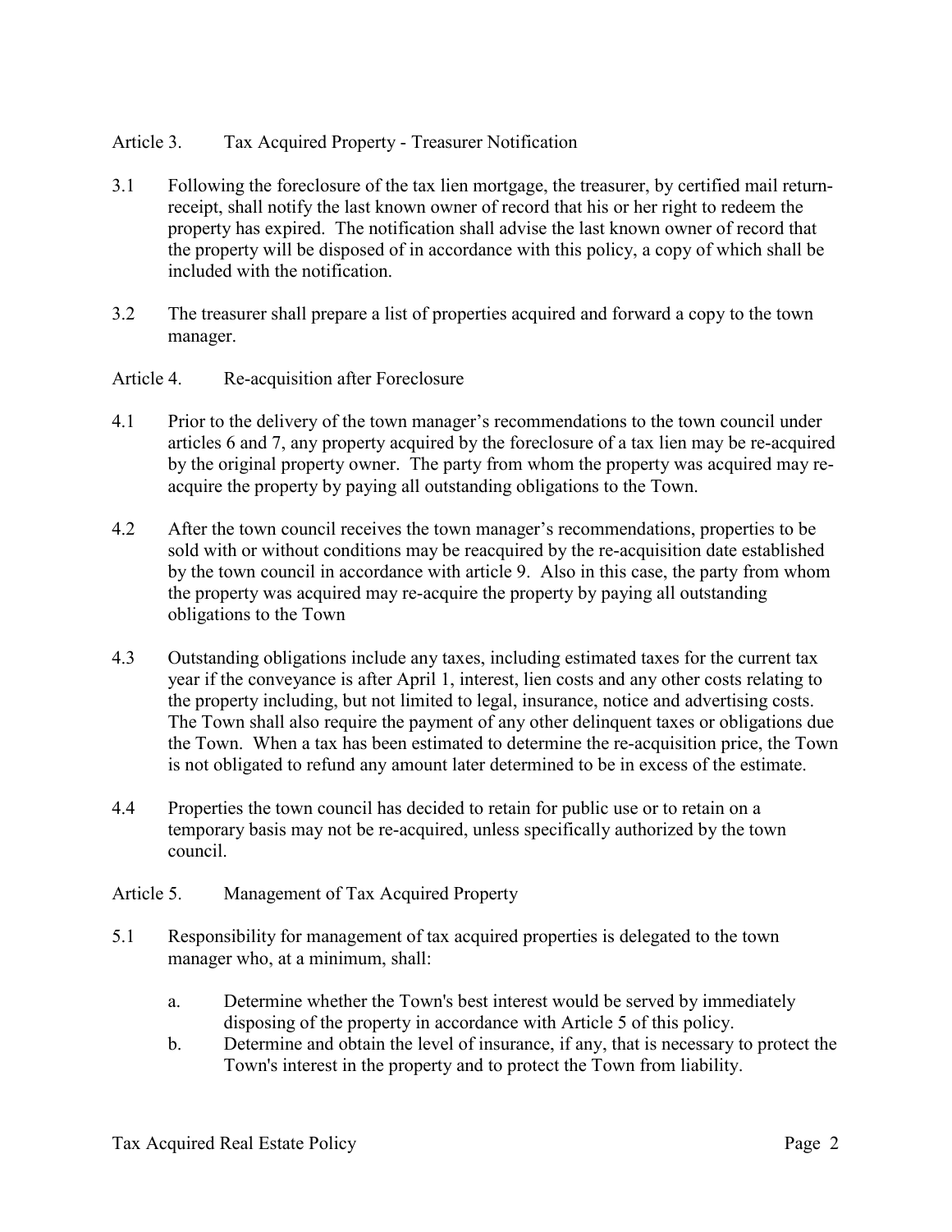## Article 3. Tax Acquired Property - Treasurer Notification

3.1 Following the foreclosure of the tax lien mortgage, the treasurer, by certified mail return-receipt, shall notify the last known owner of record that his or her right to redeem the property has expired. The notification shall advise the last known owner of record that the property will be disposed of in accordance with this policy, a copy of which shall be included with the notification.

3.2 The treasurer shall prepare a list of properties acquired and forward a copy to the town manager.

## Article 4. Re-acquisition after Foreclosure

4.1 Prior to the delivery of the town manager's recommendations to the town council under articles 6 and 7, any property acquired by the foreclosure of a tax lien may be re-acquired by the original property owner. The party from whom the property was acquired may re-acquire the property by paying all outstanding obligations to the Town.

4.2 After the town council receives the town manager's recommendations, properties to be sold with or without conditions may be reacquired by the re-acquisition date established by the town council in accordance with article 9. Also in this case, the party from whom the property was acquired may re-acquire the property by paying all outstanding obligations to the Town

4.3 Outstanding obligations include any taxes, including estimated taxes for the current tax year if the conveyance is after April 1, interest, lien costs and any other costs relating to the property including, but not limited to legal, insurance, notice and advertising costs. The Town shall also require the payment of any other delinquent taxes or obligations due the Town. When a tax has been estimated to determine the re-acquisition price, the Town is not obligated to refund any amount later determined to be in excess of the estimate.

4.4 Properties the town council has decided to retain for public use or to retain on a temporary basis may not be re-acquired, unless specifically authorized by the town council.

## Article 5. Management of Tax Acquired Property

5.1 Responsibility for management of tax acquired properties is delegated to the town manager who, at a minimum, shall:

a. Determine whether the Town's best interest would be served by immediately disposing of the property in accordance with Article 5 of this policy.

b. Determine and obtain the level of insurance, if any, that is necessary to protect the Town's interest in the property and to protect the Town from liability.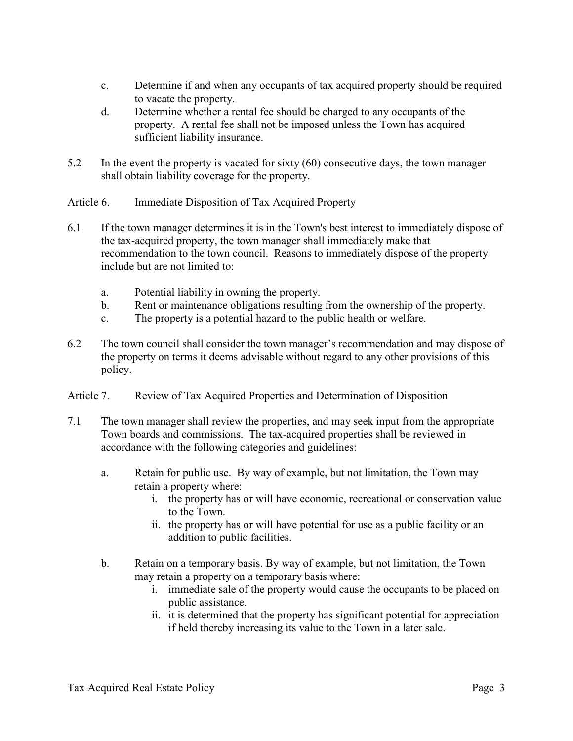c. Determine if and when any occupants of tax acquired property should be required to vacate the property.

d. Determine whether a rental fee should be charged to any occupants of the property. A rental fee shall not be imposed unless the Town has acquired sufficient liability insurance.

5.2 In the event the property is vacated for sixty (60) consecutive days, the town manager shall obtain liability coverage for the property.

## Article 6. Immediate Disposition of Tax Acquired Property

6.1 If the town manager determines it is in the Town's best interest to immediately dispose of the tax-acquired property, the town manager shall immediately make that recommendation to the town council. Reasons to immediately dispose of the property include but are not limited to:

a. Potential liability in owning the property.

b. Rent or maintenance obligations resulting from the ownership of the property.

c. The property is a potential hazard to the public health or welfare.

6.2 The town council shall consider the town manager's recommendation and may dispose of the property on terms it deems advisable without regard to any other provisions of this policy.

## Article 7. Review of Tax Acquired Properties and Determination of Disposition

7.1 The town manager shall review the properties, and may seek input from the appropriate Town boards and commissions. The tax-acquired properties shall be reviewed in accordance with the following categories and guidelines:

a. Retain for public use. By way of example, but not limitation, the Town may retain a property where:

  i. the property has or will have economic, recreational or conservation value to the Town.

  ii. the property has or will have potential for use as a public facility or an addition to public facilities.

b. Retain on a temporary basis. By way of example, but not limitation, the Town may retain a property on a temporary basis where:

  i. immediate sale of the property would cause the occupants to be placed on public assistance.

  ii. it is determined that the property has significant potential for appreciation if held thereby increasing its value to the Town in a later sale.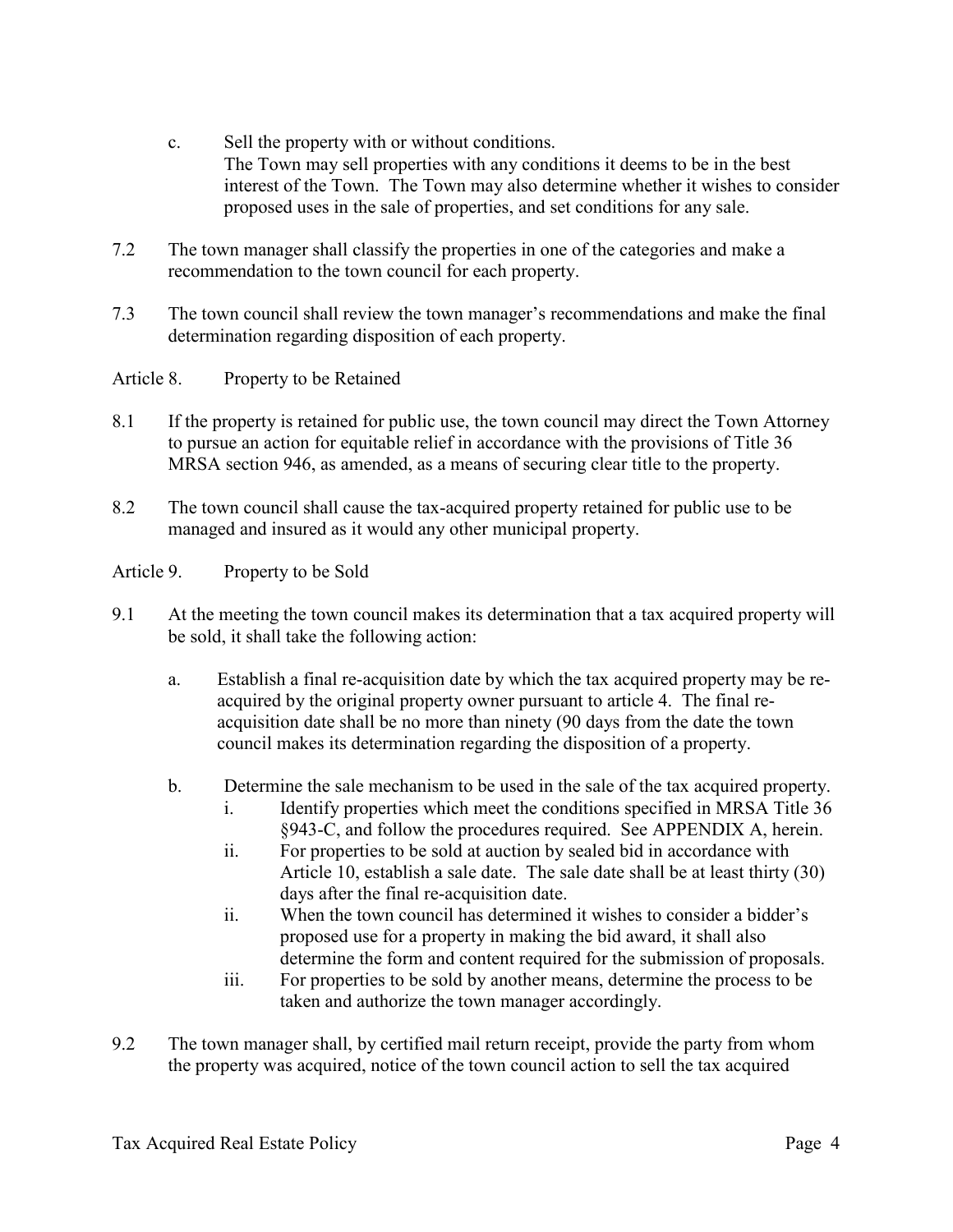c. Sell the property with or without conditions.
   The Town may sell properties with any conditions it deems to be in the best interest of the Town. The Town may also determine whether it wishes to consider proposed uses in the sale of properties, and set conditions for any sale.

7.2 The town manager shall classify the properties in one of the categories and make a recommendation to the town council for each property.

7.3 The town council shall review the town manager's recommendations and make the final determination regarding disposition of each property.

Article 8. Property to be Retained

8.1 If the property is retained for public use, the town council may direct the Town Attorney to pursue an action for equitable relief in accordance with the provisions of Title 36 MRSA section 946, as amended, as a means of securing clear title to the property.

8.2 The town council shall cause the tax-acquired property retained for public use to be managed and insured as it would any other municipal property.

Article 9. Property to be Sold

9.1 At the meeting the town council makes its determination that a tax acquired property will be sold, it shall take the following action:

a. Establish a final re-acquisition date by which the tax acquired property may be re-acquired by the original property owner pursuant to article 4. The final re-acquisition date shall be no more than ninety (90 days from the date the town council makes its determination regarding the disposition of a property.

b. Determine the sale mechanism to be used in the sale of the tax acquired property.
   i. Identify properties which meet the conditions specified in MRSA Title 36 §943-C, and follow the procedures required. See APPENDIX A, herein.
   ii. For properties to be sold at auction by sealed bid in accordance with Article 10, establish a sale date. The sale date shall be at least thirty (30) days after the final re-acquisition date.
   ii. When the town council has determined it wishes to consider a bidder's proposed use for a property in making the bid award, it shall also determine the form and content required for the submission of proposals.
   iii. For properties to be sold by another means, determine the process to be taken and authorize the town manager accordingly.

9.2 The town manager shall, by certified mail return receipt, provide the party from whom the property was acquired, notice of the town council action to sell the tax acquired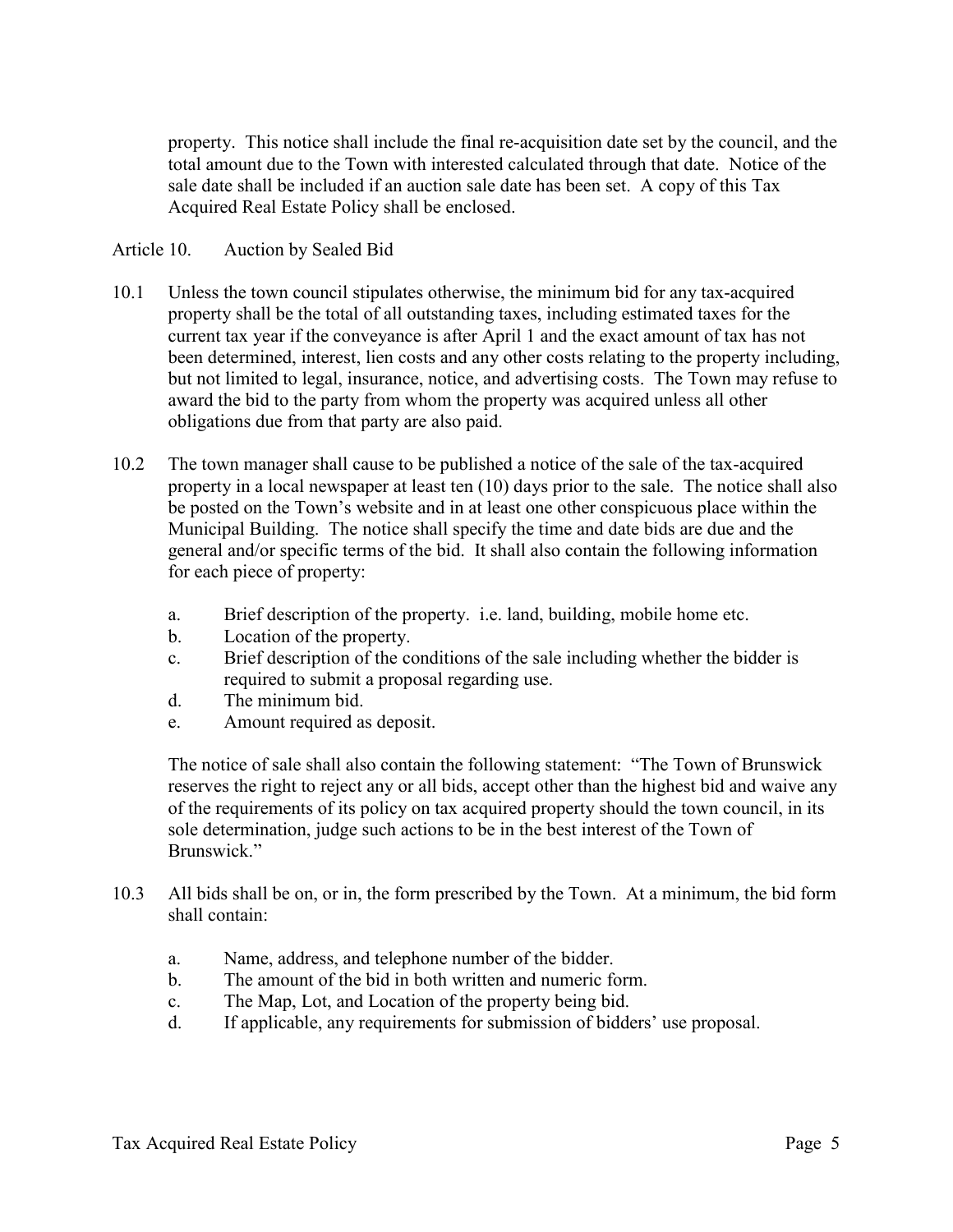property. This notice shall include the final re-acquisition date set by the council, and the total amount due to the Town with interested calculated through that date. Notice of the sale date shall be included if an auction sale date has been set. A copy of this Tax Acquired Real Estate Policy shall be enclosed.

## Article 10. Auction by Sealed Bid

10.1 Unless the town council stipulates otherwise, the minimum bid for any tax-acquired property shall be the total of all outstanding taxes, including estimated taxes for the current tax year if the conveyance is after April 1 and the exact amount of tax has not been determined, interest, lien costs and any other costs relating to the property including, but not limited to legal, insurance, notice, and advertising costs. The Town may refuse to award the bid to the party from whom the property was acquired unless all other obligations due from that party are also paid.

10.2 The town manager shall cause to be published a notice of the sale of the tax-acquired property in a local newspaper at least ten (10) days prior to the sale. The notice shall also be posted on the Town's website and in at least one other conspicuous place within the Municipal Building. The notice shall specify the time and date bids are due and the general and/or specific terms of the bid. It shall also contain the following information for each piece of property:

a. Brief description of the property. i.e. land, building, mobile home etc.
b. Location of the property.
c. Brief description of the conditions of the sale including whether the bidder is required to submit a proposal regarding use.
d. The minimum bid.
e. Amount required as deposit.

The notice of sale shall also contain the following statement: "The Town of Brunswick reserves the right to reject any or all bids, accept other than the highest bid and waive any of the requirements of its policy on tax acquired property should the town council, in its sole determination, judge such actions to be in the best interest of the Town of Brunswick."

10.3 All bids shall be on, or in, the form prescribed by the Town. At a minimum, the bid form shall contain:

a. Name, address, and telephone number of the bidder.
b. The amount of the bid in both written and numeric form.
c. The Map, Lot, and Location of the property being bid.
d. If applicable, any requirements for submission of bidders' use proposal.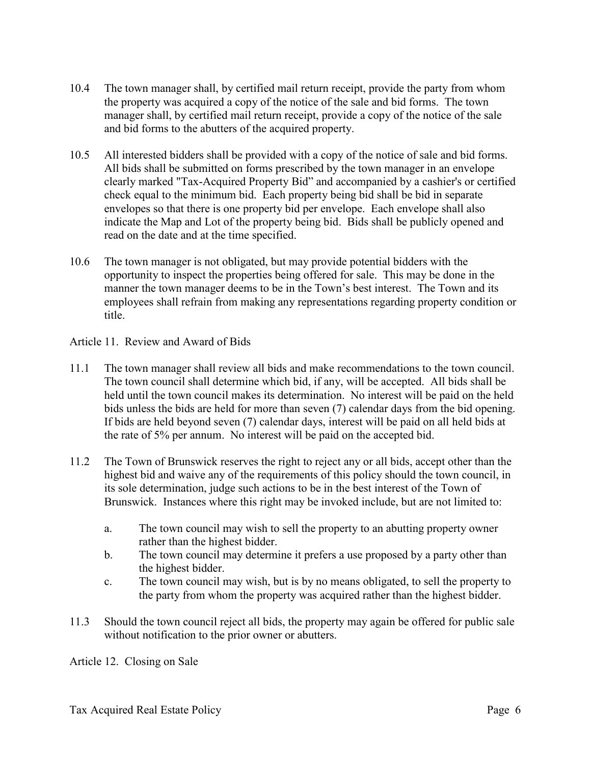10.4 The town manager shall, by certified mail return receipt, provide the party from whom the property was acquired a copy of the notice of the sale and bid forms. The town manager shall, by certified mail return receipt, provide a copy of the notice of the sale and bid forms to the abutters of the acquired property.

10.5 All interested bidders shall be provided with a copy of the notice of sale and bid forms. All bids shall be submitted on forms prescribed by the town manager in an envelope clearly marked "Tax-Acquired Property Bid" and accompanied by a cashier's or certified check equal to the minimum bid. Each property being bid shall be bid in separate envelopes so that there is one property bid per envelope. Each envelope shall also indicate the Map and Lot of the property being bid. Bids shall be publicly opened and read on the date and at the time specified.

10.6 The town manager is not obligated, but may provide potential bidders with the opportunity to inspect the properties being offered for sale. This may be done in the manner the town manager deems to be in the Town's best interest. The Town and its employees shall refrain from making any representations regarding property condition or title.

## Article 11. Review and Award of Bids

11.1 The town manager shall review all bids and make recommendations to the town council. The town council shall determine which bid, if any, will be accepted. All bids shall be held until the town council makes its determination. No interest will be paid on the held bids unless the bids are held for more than seven (7) calendar days from the bid opening. If bids are held beyond seven (7) calendar days, interest will be paid on all held bids at the rate of 5% per annum. No interest will be paid on the accepted bid.

11.2 The Town of Brunswick reserves the right to reject any or all bids, accept other than the highest bid and waive any of the requirements of this policy should the town council, in its sole determination, judge such actions to be in the best interest of the Town of Brunswick. Instances where this right may be invoked include, but are not limited to:

a. The town council may wish to sell the property to an abutting property owner rather than the highest bidder.

b. The town council may determine it prefers a use proposed by a party other than the highest bidder.

c. The town council may wish, but is by no means obligated, to sell the property to the party from whom the property was acquired rather than the highest bidder.

11.3 Should the town council reject all bids, the property may again be offered for public sale without notification to the prior owner or abutters.

## Article 12. Closing on Sale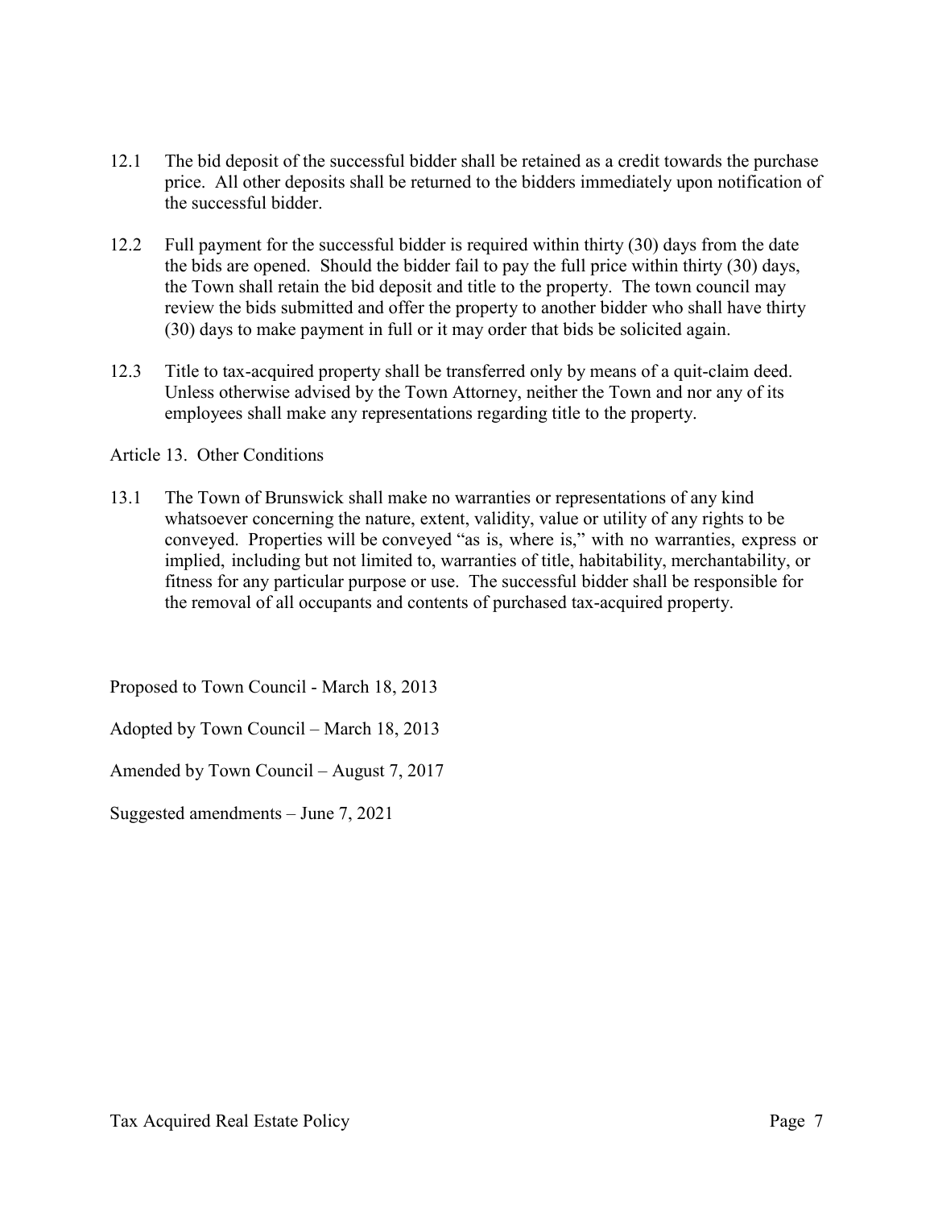12.1 The bid deposit of the successful bidder shall be retained as a credit towards the purchase price. All other deposits shall be returned to the bidders immediately upon notification of the successful bidder.

12.2 Full payment for the successful bidder is required within thirty (30) days from the date the bids are opened. Should the bidder fail to pay the full price within thirty (30) days, the Town shall retain the bid deposit and title to the property. The town council may review the bids submitted and offer the property to another bidder who shall have thirty (30) days to make payment in full or it may order that bids be solicited again.

12.3 Title to tax-acquired property shall be transferred only by means of a quit-claim deed. Unless otherwise advised by the Town Attorney, neither the Town and nor any of its employees shall make any representations regarding title to the property.

Article 13. Other Conditions

13.1 The Town of Brunswick shall make no warranties or representations of any kind whatsoever concerning the nature, extent, validity, value or utility of any rights to be conveyed. Properties will be conveyed "as is, where is," with no warranties, express or implied, including but not limited to, warranties of title, habitability, merchantability, or fitness for any particular purpose or use. The successful bidder shall be responsible for the removal of all occupants and contents of purchased tax-acquired property.

Proposed to Town Council - March 18, 2013

Adopted by Town Council – March 18, 2013

Amended by Town Council – August 7, 2017

Suggested amendments – June 7, 2021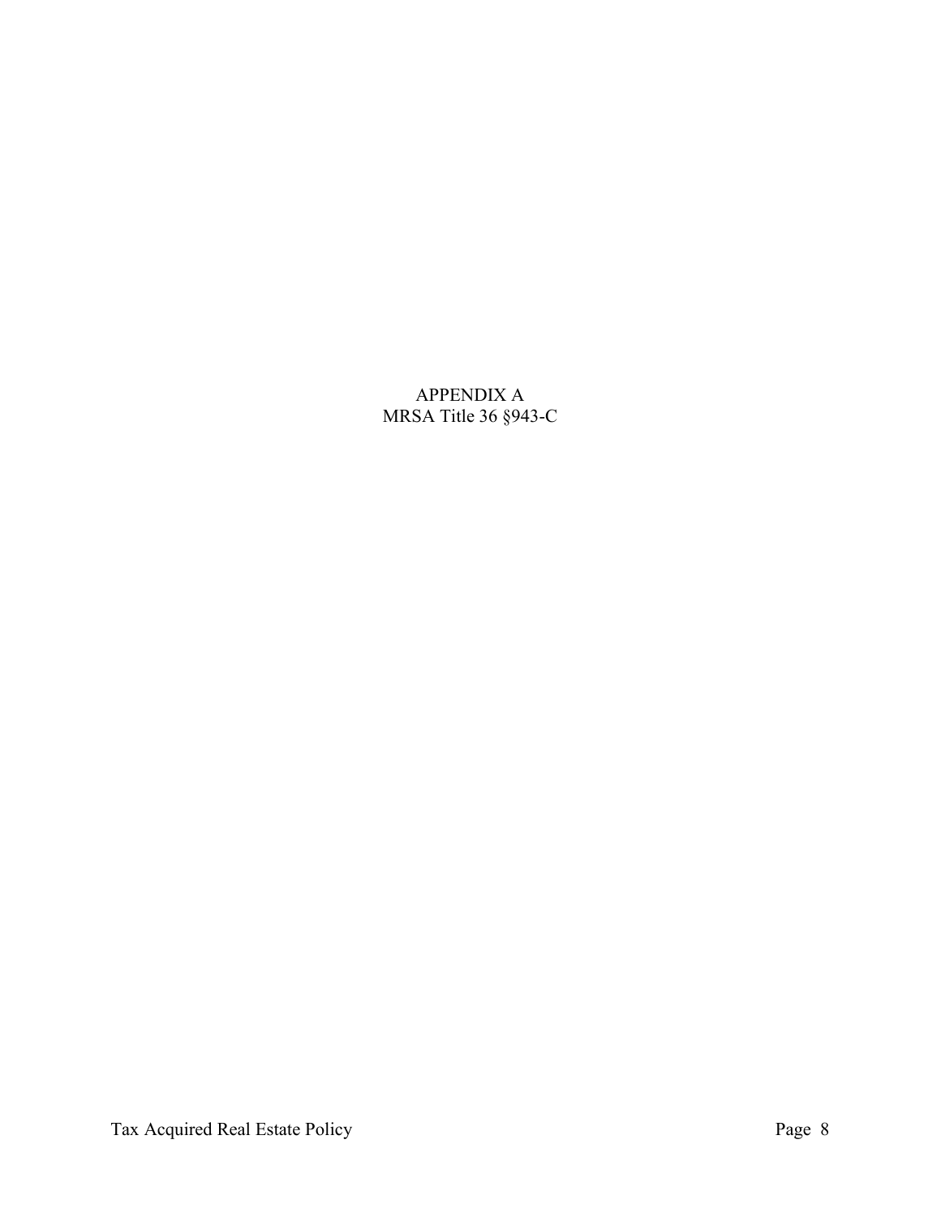# APPENDIX A
# MRSA Title 36 §943-C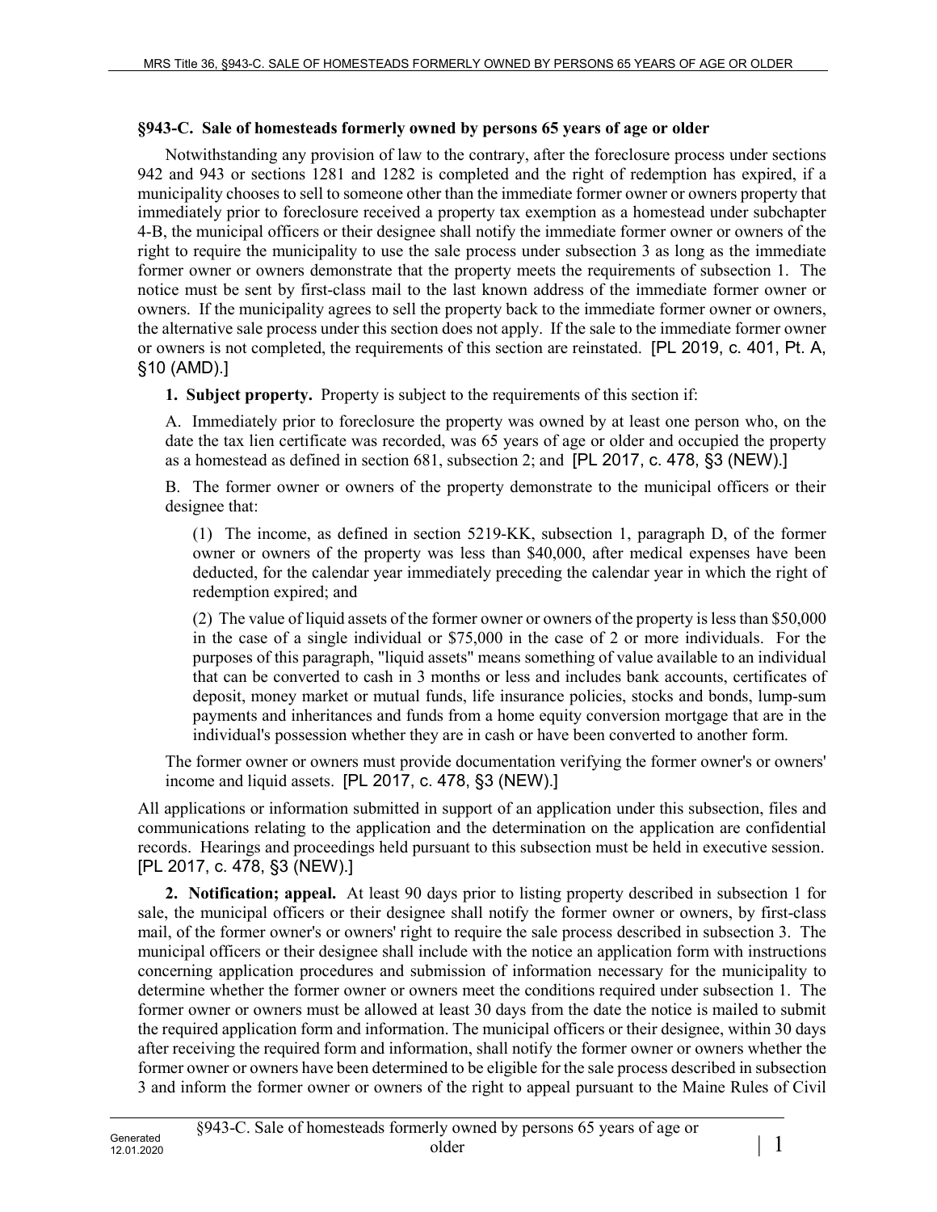**§943-C. Sale of homesteads formerly owned by persons 65 years of age or older**

Notwithstanding any provision of law to the contrary, after the foreclosure process under sections 942 and 943 or sections 1281 and 1282 is completed and the right of redemption has expired, if a municipality chooses to sell to someone other than the immediate former owner or owners property that immediately prior to foreclosure received a property tax exemption as a homestead under subchapter 4-B, the municipal officers or their designee shall notify the immediate former owner or owners of the right to require the municipality to use the sale process under subsection 3 as long as the immediate former owner or owners demonstrate that the property meets the requirements of subsection 1. The notice must be sent by first-class mail to the last known address of the immediate former owner or owners. If the municipality agrees to sell the property back to the immediate former owner or owners, the alternative sale process under this section does not apply. If the sale to the immediate former owner or owners is not completed, the requirements of this section are reinstated. [PL 2019, c. 401, Pt. A, §10 (AMD).]

**1. Subject property.** Property is subject to the requirements of this section if:

A. Immediately prior to foreclosure the property was owned by at least one person who, on the date the tax lien certificate was recorded, was 65 years of age or older and occupied the property as a homestead as defined in section 681, subsection 2; and [PL 2017, c. 478, §3 (NEW).]

B. The former owner or owners of the property demonstrate to the municipal officers or their designee that:

(1) The income, as defined in section 5219-KK, subsection 1, paragraph D, of the former owner or owners of the property was less than $40,000, after medical expenses have been deducted, for the calendar year immediately preceding the calendar year in which the right of redemption expired; and

(2) The value of liquid assets of the former owner or owners of the property is less than $50,000 in the case of a single individual or $75,000 in the case of 2 or more individuals. For the purposes of this paragraph, "liquid assets" means something of value available to an individual that can be converted to cash in 3 months or less and includes bank accounts, certificates of deposit, money market or mutual funds, life insurance policies, stocks and bonds, lump-sum payments and inheritances and funds from a home equity conversion mortgage that are in the individual's possession whether they are in cash or have been converted to another form.

The former owner or owners must provide documentation verifying the former owner's or owners' income and liquid assets. [PL 2017, c. 478, §3 (NEW).]

All applications or information submitted in support of an application under this subsection, files and communications relating to the application and the determination on the application are confidential records. Hearings and proceedings held pursuant to this subsection must be held in executive session. [PL 2017, c. 478, §3 (NEW).]

**2. Notification; appeal.** At least 90 days prior to listing property described in subsection 1 for sale, the municipal officers or their designee shall notify the former owner or owners, by first-class mail, of the former owner's or owners' right to require the sale process described in subsection 3. The municipal officers or their designee shall include with the notice an application form with instructions concerning application procedures and submission of information necessary for the municipality to determine whether the former owner or owners meet the conditions required under subsection 1. The former owner or owners must be allowed at least 30 days from the date the notice is mailed to submit the required application form and information. The municipal officers or their designee, within 30 days after receiving the required form and information, shall notify the former owner or owners whether the former owner or owners have been determined to be eligible for the sale process described in subsection 3 and inform the former owner or owners of the right to appeal pursuant to the Maine Rules of Civil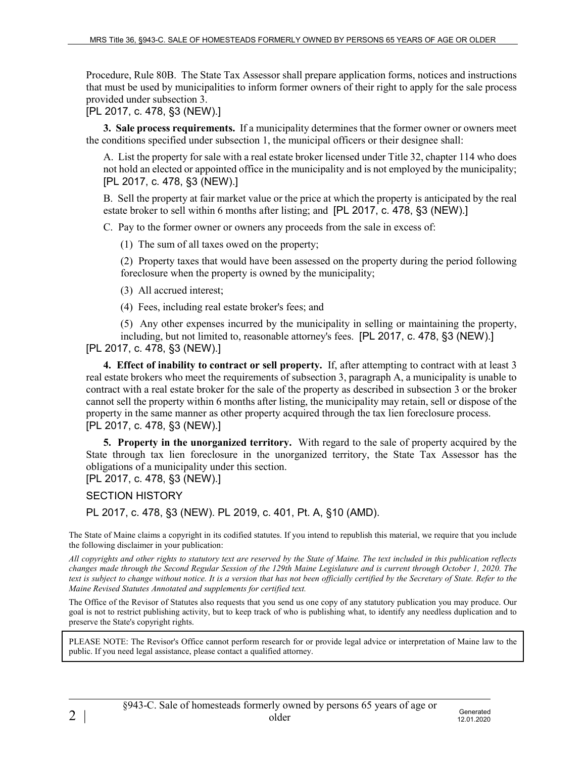Procedure, Rule 80B. The State Tax Assessor shall prepare application forms, notices and instructions that must be used by municipalities to inform former owners of their right to apply for the sale process provided under subsection 3.

[PL 2017, c. 478, §3 (NEW).]

**3. Sale process requirements.** If a municipality determines that the former owner or owners meet the conditions specified under subsection 1, the municipal officers or their designee shall:

A. List the property for sale with a real estate broker licensed under Title 32, chapter 114 who does not hold an elected or appointed office in the municipality and is not employed by the municipality; [PL 2017, c. 478, §3 (NEW).]

B. Sell the property at fair market value or the price at which the property is anticipated by the real estate broker to sell within 6 months after listing; and [PL 2017, c. 478, §3 (NEW).]

C. Pay to the former owner or owners any proceeds from the sale in excess of:

(1) The sum of all taxes owed on the property;

(2) Property taxes that would have been assessed on the property during the period following foreclosure when the property is owned by the municipality;

(3) All accrued interest;

(4) Fees, including real estate broker's fees; and

(5) Any other expenses incurred by the municipality in selling or maintaining the property, including, but not limited to, reasonable attorney's fees. [PL 2017, c. 478, §3 (NEW).]

[PL 2017, c. 478, §3 (NEW).]

**4. Effect of inability to contract or sell property.** If, after attempting to contract with at least 3 real estate brokers who meet the requirements of subsection 3, paragraph A, a municipality is unable to contract with a real estate broker for the sale of the property as described in subsection 3 or the broker cannot sell the property within 6 months after listing, the municipality may retain, sell or dispose of the property in the same manner as other property acquired through the tax lien foreclosure process.

[PL 2017, c. 478, §3 (NEW).]

**5. Property in the unorganized territory.** With regard to the sale of property acquired by the State through tax lien foreclosure in the unorganized territory, the State Tax Assessor has the obligations of a municipality under this section.

[PL 2017, c. 478, §3 (NEW).]

SECTION HISTORY

PL 2017, c. 478, §3 (NEW). PL 2019, c. 401, Pt. A, §10 (AMD).

The State of Maine claims a copyright in its codified statutes. If you intend to republish this material, we require that you include the following disclaimer in your publication:

*All copyrights and other rights to statutory text are reserved by the State of Maine. The text included in this publication reflects changes made through the Second Regular Session of the 129th Maine Legislature and is current through October 1, 2020. The text is subject to change without notice. It is a version that has not been officially certified by the Secretary of State. Refer to the Maine Revised Statutes Annotated and supplements for certified text.*

The Office of the Revisor of Statutes also requests that you send us one copy of any statutory publication you may produce. Our goal is not to restrict publishing activity, but to keep track of who is publishing what, to identify any needless duplication and to preserve the State's copyright rights.

PLEASE NOTE: The Revisor's Office cannot perform research for or provide legal advice or interpretation of Maine law to the public. If you need legal assistance, please contact a qualified attorney.